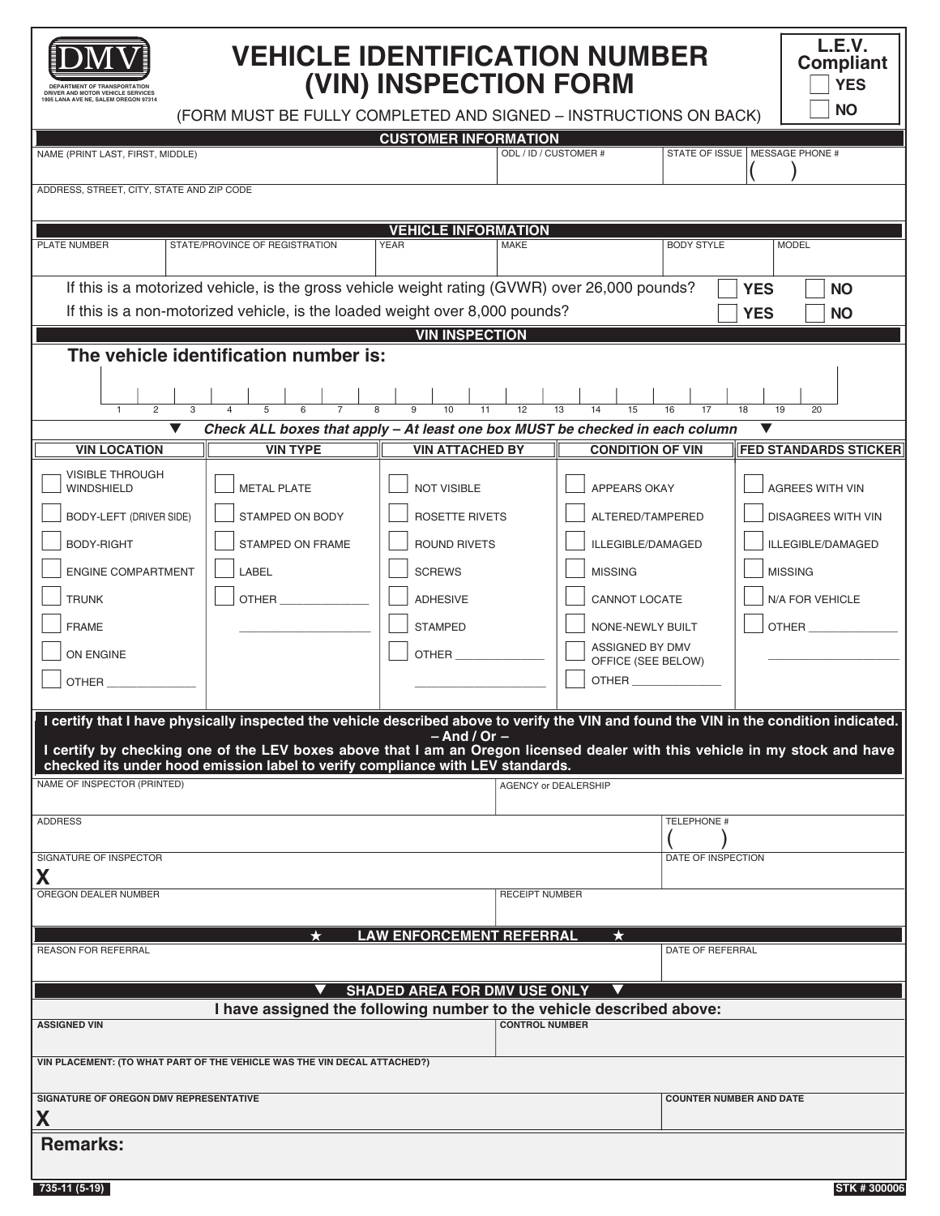DMV

DEPARTMENT OF TRANSPORTATION
DRIVER AND MOTOR VEHICLE SERVICES
1905 LANA AVE NE, SALEM OREGON 97314

# VEHICLE IDENTIFICATION NUMBER (VIN) INSPECTION FORM

(FORM MUST BE FULLY COMPLETED AND SIGNED – INSTRUCTIONS ON BACK)

**L.E.V. Compliant**
☐ YES
☐ NO

## CUSTOMER INFORMATION

| NAME (PRINT LAST, FIRST, MIDDLE) | ODL / ID / CUSTOMER # | STATE OF ISSUE | MESSAGE PHONE # |
|---|---|---|---|
| | | | ( ) |

ADDRESS, STREET, CITY, STATE AND ZIP CODE

## VEHICLE INFORMATION

| PLATE NUMBER | STATE/PROVINCE OF REGISTRATION | YEAR | MAKE | BODY STYLE | MODEL |
|---|---|---|---|---|---|
| | | | | | |

If this is a motorized vehicle, is the gross vehicle weight rating (GVWR) over 26,000 pounds? ☐ YES ☐ NO

If this is a non-motorized vehicle, is the loaded weight over 8,000 pounds? ☐ YES ☐ NO

## VIN INSPECTION

**The vehicle identification number is:**

| 1 | 2 | 3 | 4 | 5 | 6 | 7 | 8 | 9 | 10 | 11 | 12 | 13 | 14 | 15 | 16 | 17 | 18 | 19 | 20 |
|---|---|---|---|---|---|---|---|---|---|---|---|---|---|---|---|---|---|---|---|
| | | | | | | | | | | | | | | | | | | | |

▼ ***Check ALL boxes that apply – At least one box MUST be checked in each column*** ▼

| VIN LOCATION | VIN TYPE | VIN ATTACHED BY | CONDITION OF VIN | FED STANDARDS STICKER |
|---|---|---|---|---|
| ☐ VISIBLE THROUGH WINDSHIELD | ☐ METAL PLATE | ☐ NOT VISIBLE | ☐ APPEARS OKAY | ☐ AGREES WITH VIN |
| ☐ BODY-LEFT (DRIVER SIDE) | ☐ STAMPED ON BODY | ☐ ROSETTE RIVETS | ☐ ALTERED/TAMPERED | ☐ DISAGREES WITH VIN |
| ☐ BODY-RIGHT | ☐ STAMPED ON FRAME | ☐ ROUND RIVETS | ☐ ILLEGIBLE/DAMAGED | ☐ ILLEGIBLE/DAMAGED |
| ☐ ENGINE COMPARTMENT | ☐ LABEL | ☐ SCREWS | ☐ MISSING | ☐ MISSING |
| ☐ TRUNK | ☐ OTHER ____________ | ☐ ADHESIVE | ☐ CANNOT LOCATE | ☐ N/A FOR VEHICLE |
| ☐ FRAME | ____________ | ☐ STAMPED | ☐ NONE-NEWLY BUILT | ☐ OTHER ____________ |
| ☐ ON ENGINE | | ☐ OTHER ____________ | ☐ ASSIGNED BY DMV OFFICE (SEE BELOW) | ____________ |
| ☐ OTHER ____________ | | ____________ | ☐ OTHER ____________ | |

**I certify that I have physically inspected the vehicle described above to verify the VIN and found the VIN in the condition indicated.**
**– And / Or –**
**I certify by checking one of the LEV boxes above that I am an Oregon licensed dealer with this vehicle in my stock and have checked its under hood emission label to verify compliance with LEV standards.**

| NAME OF INSPECTOR (PRINTED) | AGENCY or DEALERSHIP |
|---|---|
| | |

| ADDRESS | TELEPHONE # |
|---|---|
| | ( ) |

| SIGNATURE OF INSPECTOR | DATE OF INSPECTION |
|---|---|
| X | |

| OREGON DEALER NUMBER | RECEIPT NUMBER |
|---|---|
| | |

## ★ LAW ENFORCEMENT REFERRAL ★

| REASON FOR REFERRAL | DATE OF REFERRAL |
|---|---|
| | |

## ▼ SHADED AREA FOR DMV USE ONLY ▼

**I have assigned the following number to the vehicle described above:**

| ASSIGNED VIN | CONTROL NUMBER |
|---|---|
| | |

**VIN PLACEMENT: (TO WHAT PART OF THE VEHICLE WAS THE VIN DECAL ATTACHED?)**

| SIGNATURE OF OREGON DMV REPRESENTATIVE | COUNTER NUMBER AND DATE |
|---|---|
| X | |

**Remarks:**

735-11 (5-19)

STK # 300006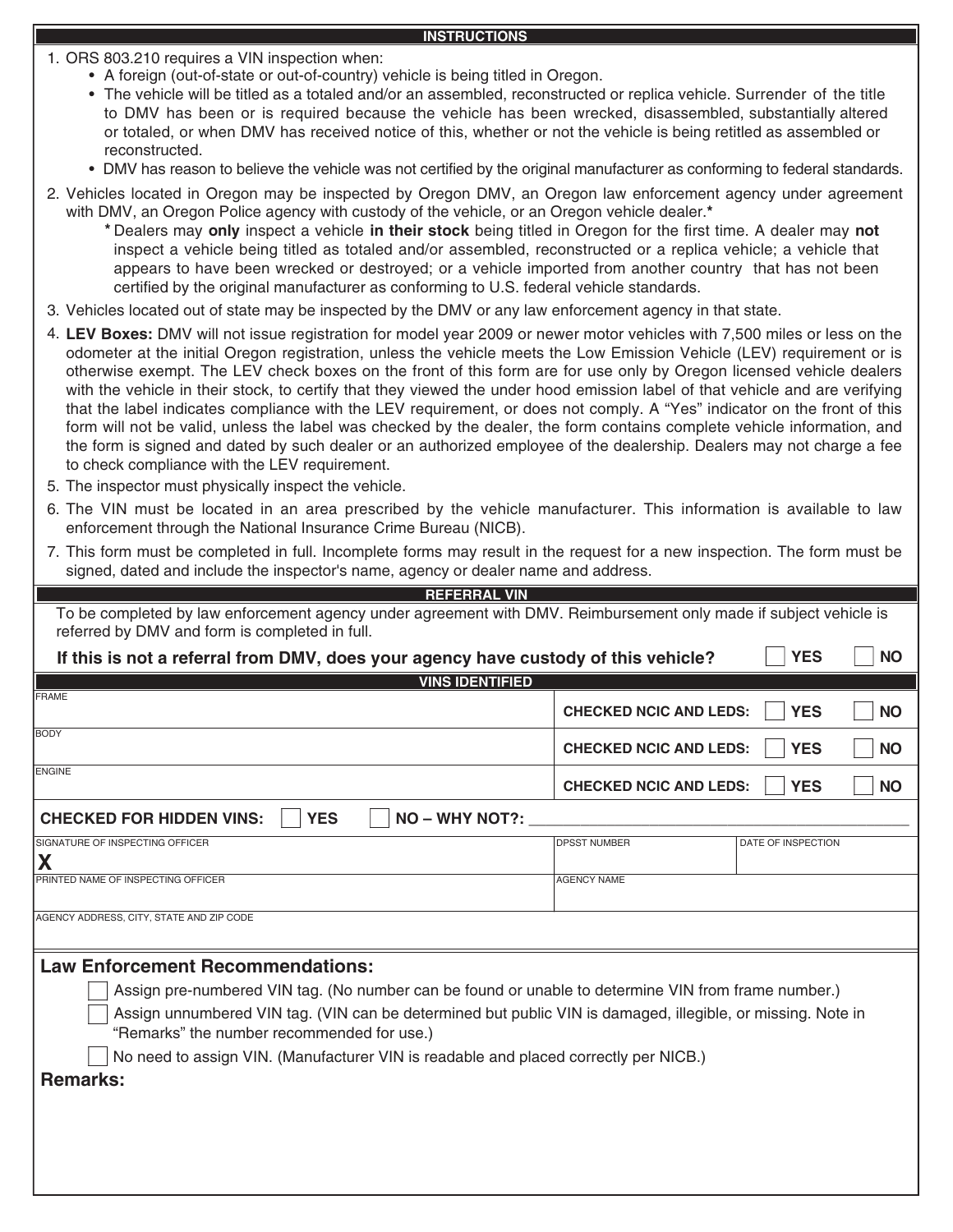## INSTRUCTIONS

1. ORS 803.210 requires a VIN inspection when:
   - A foreign (out-of-state or out-of-country) vehicle is being titled in Oregon.
   - The vehicle will be titled as a totaled and/or an assembled, reconstructed or replica vehicle. Surrender of the title to DMV has been or is required because the vehicle has been wrecked, disassembled, substantially altered or totaled, or when DMV has received notice of this, whether or not the vehicle is being retitled as assembled or reconstructed.
   - DMV has reason to believe the vehicle was not certified by the original manufacturer as conforming to federal standards.
2. Vehicles located in Oregon may be inspected by Oregon DMV, an Oregon law enforcement agency under agreement with DMV, an Oregon Police agency with custody of the vehicle, or an Oregon vehicle dealer.*
   - \* Dealers may **only** inspect a vehicle **in their stock** being titled in Oregon for the first time. A dealer may **not** inspect a vehicle being titled as totaled and/or assembled, reconstructed or a replica vehicle; a vehicle that appears to have been wrecked or destroyed; or a vehicle imported from another country that has not been certified by the original manufacturer as conforming to U.S. federal vehicle standards.
3. Vehicles located out of state may be inspected by the DMV or any law enforcement agency in that state.
4. **LEV Boxes:** DMV will not issue registration for model year 2009 or newer motor vehicles with 7,500 miles or less on the odometer at the initial Oregon registration, unless the vehicle meets the Low Emission Vehicle (LEV) requirement or is otherwise exempt. The LEV check boxes on the front of this form are for use only by Oregon licensed vehicle dealers with the vehicle in their stock, to certify that they viewed the under hood emission label of that vehicle and are verifying that the label indicates compliance with the LEV requirement, or does not comply. A "Yes" indicator on the front of this form will not be valid, unless the label was checked by the dealer, the form contains complete vehicle information, and the form is signed and dated by such dealer or an authorized employee of the dealership. Dealers may not charge a fee to check compliance with the LEV requirement.
5. The inspector must physically inspect the vehicle.
6. The VIN must be located in an area prescribed by the vehicle manufacturer. This information is available to law enforcement through the National Insurance Crime Bureau (NICB).
7. This form must be completed in full. Incomplete forms may result in the request for a new inspection. The form must be signed, dated and include the inspector's name, agency or dealer name and address.

## REFERRAL VIN

To be completed by law enforcement agency under agreement with DMV. Reimbursement only made if subject vehicle is referred by DMV and form is completed in full.

**If this is not a referral from DMV, does your agency have custody of this vehicle?** ☐ YES ☐ NO

## VINS IDENTIFIED

| | |
|---|---|
| FRAME | **CHECKED NCIC AND LEDS:** ☐ **YES** ☐ **NO** |
| BODY | **CHECKED NCIC AND LEDS:** ☐ **YES** ☐ **NO** |
| ENGINE | **CHECKED NCIC AND LEDS:** ☐ **YES** ☐ **NO** |

**CHECKED FOR HIDDEN VINS:** ☐ **YES** ☐ **NO – WHY NOT?:** ____________________________________________

| | | |
|---|---|---|
| SIGNATURE OF INSPECTING OFFICER<br>**X** | DPSST NUMBER | DATE OF INSPECTION |
| PRINTED NAME OF INSPECTING OFFICER | AGENCY NAME | |
| AGENCY ADDRESS, CITY, STATE AND ZIP CODE | | |

### Law Enforcement Recommendations:

☐ Assign pre-numbered VIN tag. (No number can be found or unable to determine VIN from frame number.)

☐ Assign unnumbered VIN tag. (VIN can be determined but public VIN is damaged, illegible, or missing. Note in "Remarks" the number recommended for use.)

☐ No need to assign VIN. (Manufacturer VIN is readable and placed correctly per NICB.)

### Remarks: